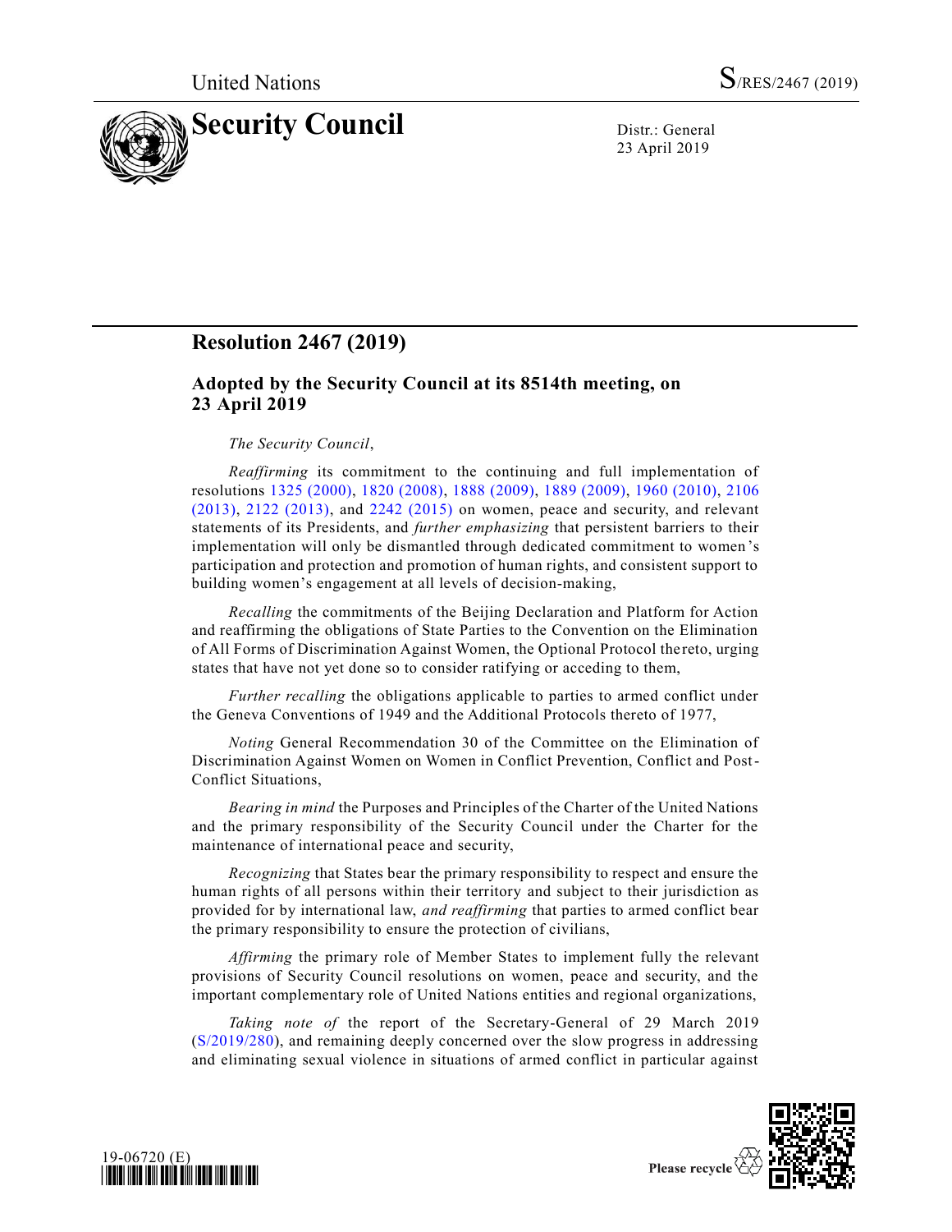United Nations

S/RES/2467 (2019)

# Security Council

Distr.: General
23 April 2019

## Resolution 2467 (2019)

### Adopted by the Security Council at its 8514th meeting, on 23 April 2019

*The Security Council*,

*Reaffirming* its commitment to the continuing and full implementation of resolutions 1325 (2000), 1820 (2008), 1888 (2009), 1889 (2009), 1960 (2010), 2106 (2013), 2122 (2013), and 2242 (2015) on women, peace and security, and relevant statements of its Presidents, and *further emphasizing* that persistent barriers to their implementation will only be dismantled through dedicated commitment to women's participation and protection and promotion of human rights, and consistent support to building women's engagement at all levels of decision-making,

*Recalling* the commitments of the Beijing Declaration and Platform for Action and reaffirming the obligations of State Parties to the Convention on the Elimination of All Forms of Discrimination Against Women, the Optional Protocol thereto, urging states that have not yet done so to consider ratifying or acceding to them,

*Further recalling* the obligations applicable to parties to armed conflict under the Geneva Conventions of 1949 and the Additional Protocols thereto of 1977,

*Noting* General Recommendation 30 of the Committee on the Elimination of Discrimination Against Women on Women in Conflict Prevention, Conflict and Post-Conflict Situations,

*Bearing in mind* the Purposes and Principles of the Charter of the United Nations and the primary responsibility of the Security Council under the Charter for the maintenance of international peace and security,

*Recognizing* that States bear the primary responsibility to respect and ensure the human rights of all persons within their territory and subject to their jurisdiction as provided for by international law, *and reaffirming* that parties to armed conflict bear the primary responsibility to ensure the protection of civilians,

*Affirming* the primary role of Member States to implement fully the relevant provisions of Security Council resolutions on women, peace and security, and the important complementary role of United Nations entities and regional organizations,

*Taking note of* the report of the Secretary-General of 29 March 2019 (S/2019/280), and remaining deeply concerned over the slow progress in addressing and eliminating sexual violence in situations of armed conflict in particular against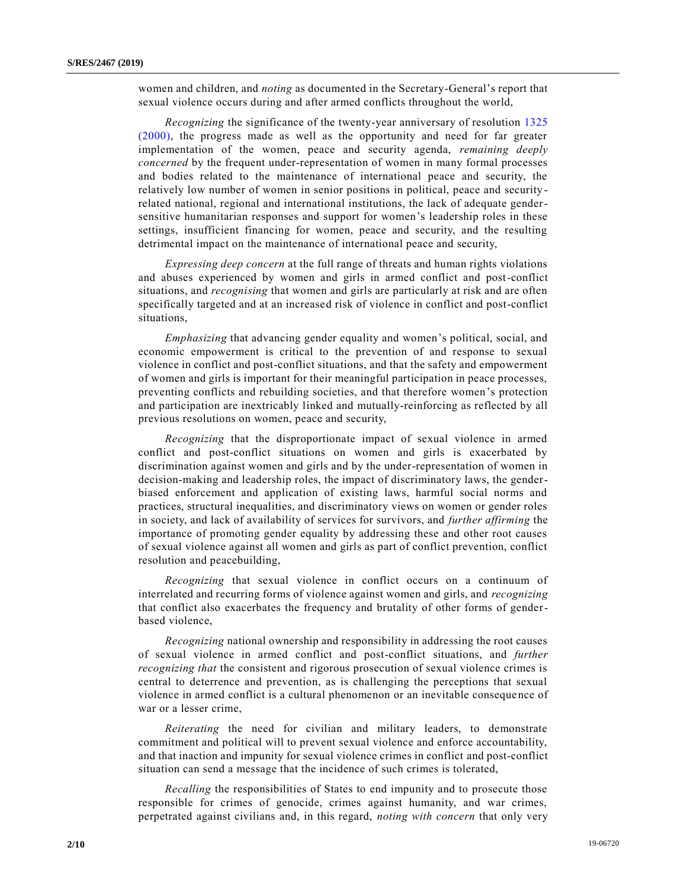women and children, and *noting* as documented in the Secretary-General's report that sexual violence occurs during and after armed conflicts throughout the world,

*Recognizing* the significance of the twenty-year anniversary of resolution 1325 (2000), the progress made as well as the opportunity and need for far greater implementation of the women, peace and security agenda, *remaining deeply concerned* by the frequent under-representation of women in many formal processes and bodies related to the maintenance of international peace and security, the relatively low number of women in senior positions in political, peace and security-related national, regional and international institutions, the lack of adequate gender-sensitive humanitarian responses and support for women's leadership roles in these settings, insufficient financing for women, peace and security, and the resulting detrimental impact on the maintenance of international peace and security,

*Expressing deep concern* at the full range of threats and human rights violations and abuses experienced by women and girls in armed conflict and post-conflict situations, and *recognising* that women and girls are particularly at risk and are often specifically targeted and at an increased risk of violence in conflict and post-conflict situations,

*Emphasizing* that advancing gender equality and women's political, social, and economic empowerment is critical to the prevention of and response to sexual violence in conflict and post-conflict situations, and that the safety and empowerment of women and girls is important for their meaningful participation in peace processes, preventing conflicts and rebuilding societies, and that therefore women's protection and participation are inextricably linked and mutually-reinforcing as reflected by all previous resolutions on women, peace and security,

*Recognizing* that the disproportionate impact of sexual violence in armed conflict and post-conflict situations on women and girls is exacerbated by discrimination against women and girls and by the under-representation of women in decision-making and leadership roles, the impact of discriminatory laws, the gender-biased enforcement and application of existing laws, harmful social norms and practices, structural inequalities, and discriminatory views on women or gender roles in society, and lack of availability of services for survivors, and *further affirming* the importance of promoting gender equality by addressing these and other root causes of sexual violence against all women and girls as part of conflict prevention, conflict resolution and peacebuilding,

*Recognizing* that sexual violence in conflict occurs on a continuum of interrelated and recurring forms of violence against women and girls, and *recognizing* that conflict also exacerbates the frequency and brutality of other forms of gender-based violence,

*Recognizing* national ownership and responsibility in addressing the root causes of sexual violence in armed conflict and post-conflict situations, and *further recognizing that* the consistent and rigorous prosecution of sexual violence crimes is central to deterrence and prevention, as is challenging the perceptions that sexual violence in armed conflict is a cultural phenomenon or an inevitable consequence of war or a lesser crime,

*Reiterating* the need for civilian and military leaders, to demonstrate commitment and political will to prevent sexual violence and enforce accountability, and that inaction and impunity for sexual violence crimes in conflict and post-conflict situation can send a message that the incidence of such crimes is tolerated,

*Recalling* the responsibilities of States to end impunity and to prosecute those responsible for crimes of genocide, crimes against humanity, and war crimes, perpetrated against civilians and, in this regard, *noting with concern* that only very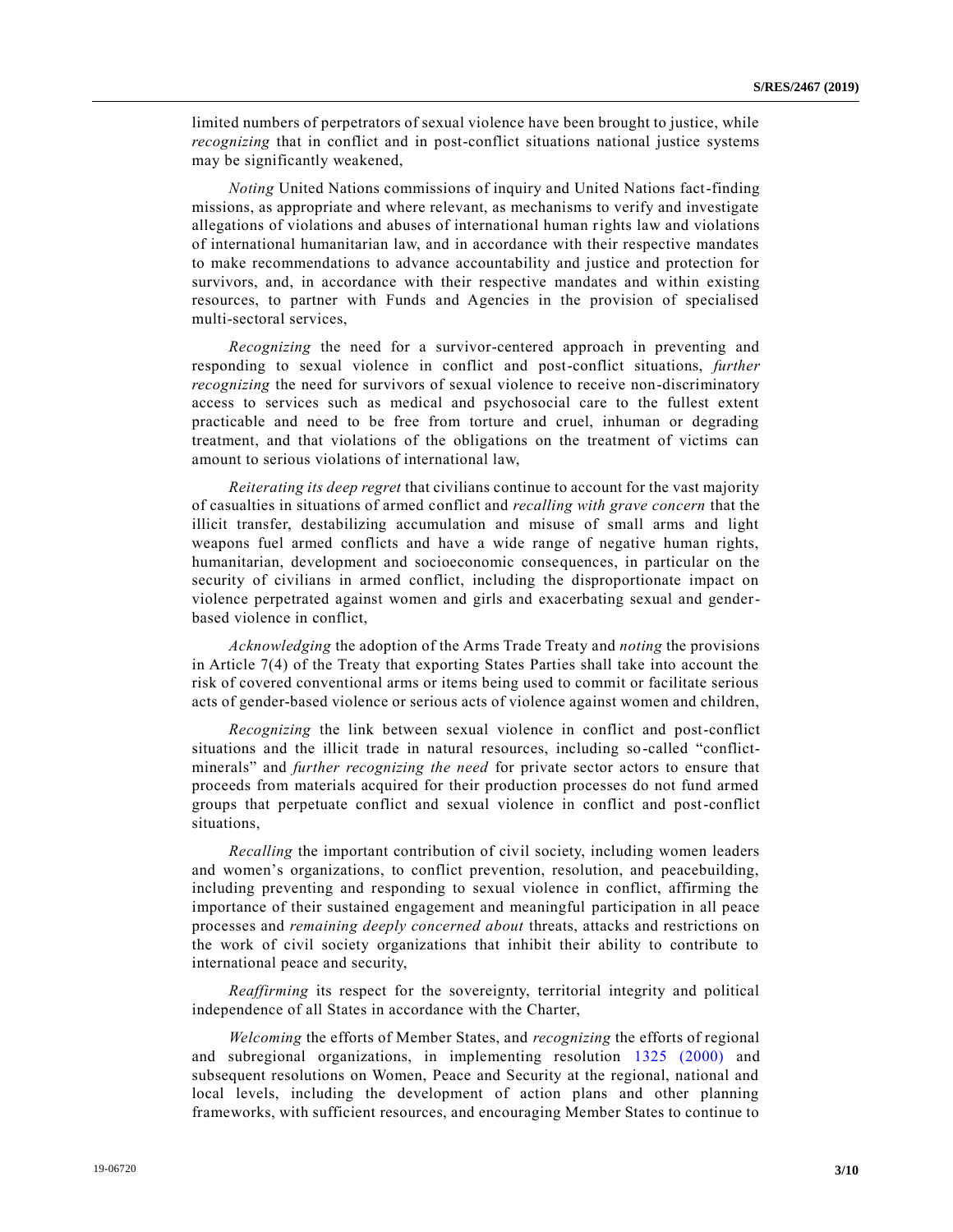limited numbers of perpetrators of sexual violence have been brought to justice, while *recognizing* that in conflict and in post-conflict situations national justice systems may be significantly weakened,

*Noting* United Nations commissions of inquiry and United Nations fact-finding missions, as appropriate and where relevant, as mechanisms to verify and investigate allegations of violations and abuses of international human rights law and violations of international humanitarian law, and in accordance with their respective mandates to make recommendations to advance accountability and justice and protection for survivors, and, in accordance with their respective mandates and within existing resources, to partner with Funds and Agencies in the provision of specialised multi-sectoral services,

*Recognizing* the need for a survivor-centered approach in preventing and responding to sexual violence in conflict and post-conflict situations, *further recognizing* the need for survivors of sexual violence to receive non-discriminatory access to services such as medical and psychosocial care to the fullest extent practicable and need to be free from torture and cruel, inhuman or degrading treatment, and that violations of the obligations on the treatment of victims can amount to serious violations of international law,

*Reiterating its deep regret* that civilians continue to account for the vast majority of casualties in situations of armed conflict and *recalling with grave concern* that the illicit transfer, destabilizing accumulation and misuse of small arms and light weapons fuel armed conflicts and have a wide range of negative human rights, humanitarian, development and socioeconomic consequences, in particular on the security of civilians in armed conflict, including the disproportionate impact on violence perpetrated against women and girls and exacerbating sexual and gender-based violence in conflict,

*Acknowledging* the adoption of the Arms Trade Treaty and *noting* the provisions in Article 7(4) of the Treaty that exporting States Parties shall take into account the risk of covered conventional arms or items being used to commit or facilitate serious acts of gender-based violence or serious acts of violence against women and children,

*Recognizing* the link between sexual violence in conflict and post-conflict situations and the illicit trade in natural resources, including so-called "conflict-minerals" and *further recognizing the need* for private sector actors to ensure that proceeds from materials acquired for their production processes do not fund armed groups that perpetuate conflict and sexual violence in conflict and post-conflict situations,

*Recalling* the important contribution of civil society, including women leaders and women's organizations, to conflict prevention, resolution, and peacebuilding, including preventing and responding to sexual violence in conflict, affirming the importance of their sustained engagement and meaningful participation in all peace processes and *remaining deeply concerned about* threats, attacks and restrictions on the work of civil society organizations that inhibit their ability to contribute to international peace and security,

*Reaffirming* its respect for the sovereignty, territorial integrity and political independence of all States in accordance with the Charter,

*Welcoming* the efforts of Member States, and *recognizing* the efforts of regional and subregional organizations, in implementing resolution 1325 (2000) and subsequent resolutions on Women, Peace and Security at the regional, national and local levels, including the development of action plans and other planning frameworks, with sufficient resources, and encouraging Member States to continue to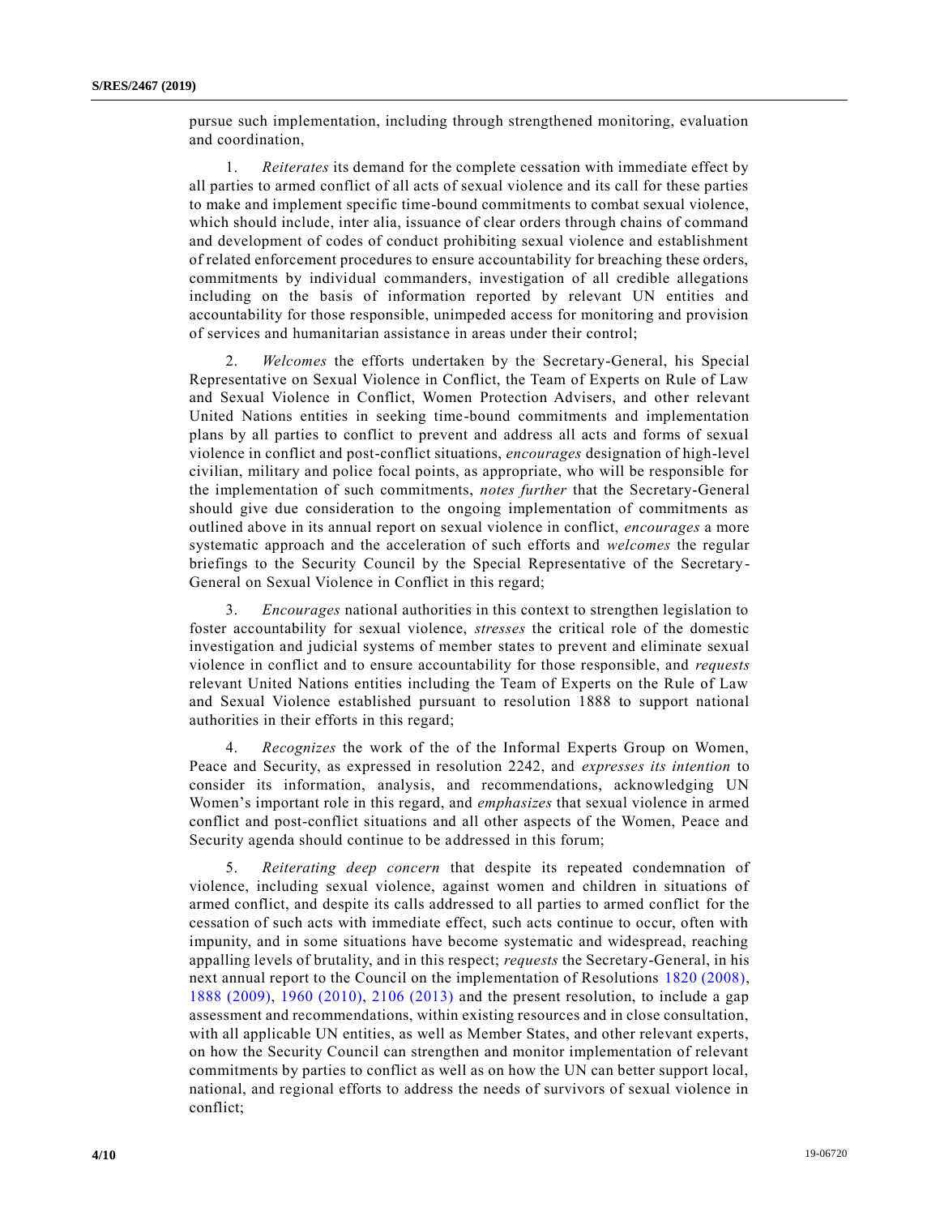pursue such implementation, including through strengthened monitoring, evaluation and coordination,

1. *Reiterates* its demand for the complete cessation with immediate effect by all parties to armed conflict of all acts of sexual violence and its call for these parties to make and implement specific time-bound commitments to combat sexual violence, which should include, inter alia, issuance of clear orders through chains of command and development of codes of conduct prohibiting sexual violence and establishment of related enforcement procedures to ensure accountability for breaching these orders, commitments by individual commanders, investigation of all credible allegations including on the basis of information reported by relevant UN entities and accountability for those responsible, unimpeded access for monitoring and provision of services and humanitarian assistance in areas under their control;

2. *Welcomes* the efforts undertaken by the Secretary-General, his Special Representative on Sexual Violence in Conflict, the Team of Experts on Rule of Law and Sexual Violence in Conflict, Women Protection Advisers, and other relevant United Nations entities in seeking time-bound commitments and implementation plans by all parties to conflict to prevent and address all acts and forms of sexual violence in conflict and post-conflict situations, *encourages* designation of high-level civilian, military and police focal points, as appropriate, who will be responsible for the implementation of such commitments, *notes further* that the Secretary-General should give due consideration to the ongoing implementation of commitments as outlined above in its annual report on sexual violence in conflict, *encourages* a more systematic approach and the acceleration of such efforts and *welcomes* the regular briefings to the Security Council by the Special Representative of the Secretary-General on Sexual Violence in Conflict in this regard;

3. *Encourages* national authorities in this context to strengthen legislation to foster accountability for sexual violence, *stresses* the critical role of the domestic investigation and judicial systems of member states to prevent and eliminate sexual violence in conflict and to ensure accountability for those responsible, and *requests* relevant United Nations entities including the Team of Experts on the Rule of Law and Sexual Violence established pursuant to resolution 1888 to support national authorities in their efforts in this regard;

4. *Recognizes* the work of the of the Informal Experts Group on Women, Peace and Security, as expressed in resolution 2242, and *expresses its intention* to consider its information, analysis, and recommendations, acknowledging UN Women's important role in this regard, and *emphasizes* that sexual violence in armed conflict and post-conflict situations and all other aspects of the Women, Peace and Security agenda should continue to be addressed in this forum;

5. *Reiterating deep concern* that despite its repeated condemnation of violence, including sexual violence, against women and children in situations of armed conflict, and despite its calls addressed to all parties to armed conflict for the cessation of such acts with immediate effect, such acts continue to occur, often with impunity, and in some situations have become systematic and widespread, reaching appalling levels of brutality, and in this respect; *requests* the Secretary-General, in his next annual report to the Council on the implementation of Resolutions 1820 (2008), 1888 (2009), 1960 (2010), 2106 (2013) and the present resolution, to include a gap assessment and recommendations, within existing resources and in close consultation, with all applicable UN entities, as well as Member States, and other relevant experts, on how the Security Council can strengthen and monitor implementation of relevant commitments by parties to conflict as well as on how the UN can better support local, national, and regional efforts to address the needs of survivors of sexual violence in conflict;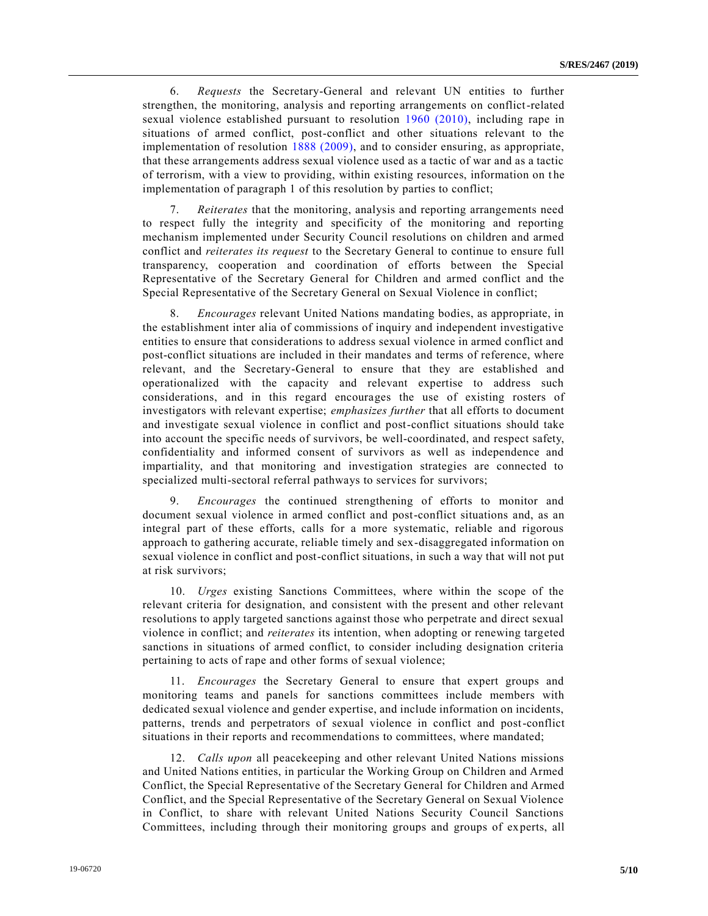6. *Requests* the Secretary-General and relevant UN entities to further strengthen, the monitoring, analysis and reporting arrangements on conflict-related sexual violence established pursuant to resolution 1960 (2010), including rape in situations of armed conflict, post-conflict and other situations relevant to the implementation of resolution 1888 (2009), and to consider ensuring, as appropriate, that these arrangements address sexual violence used as a tactic of war and as a tactic of terrorism, with a view to providing, within existing resources, information on the implementation of paragraph 1 of this resolution by parties to conflict;

7. *Reiterates* that the monitoring, analysis and reporting arrangements need to respect fully the integrity and specificity of the monitoring and reporting mechanism implemented under Security Council resolutions on children and armed conflict and *reiterates its request* to the Secretary General to continue to ensure full transparency, cooperation and coordination of efforts between the Special Representative of the Secretary General for Children and armed conflict and the Special Representative of the Secretary General on Sexual Violence in conflict;

8. *Encourages* relevant United Nations mandating bodies, as appropriate, in the establishment inter alia of commissions of inquiry and independent investigative entities to ensure that considerations to address sexual violence in armed conflict and post-conflict situations are included in their mandates and terms of reference, where relevant, and the Secretary-General to ensure that they are established and operationalized with the capacity and relevant expertise to address such considerations, and in this regard encourages the use of existing rosters of investigators with relevant expertise; *emphasizes further* that all efforts to document and investigate sexual violence in conflict and post-conflict situations should take into account the specific needs of survivors, be well-coordinated, and respect safety, confidentiality and informed consent of survivors as well as independence and impartiality, and that monitoring and investigation strategies are connected to specialized multi-sectoral referral pathways to services for survivors;

9. *Encourages* the continued strengthening of efforts to monitor and document sexual violence in armed conflict and post-conflict situations and, as an integral part of these efforts, calls for a more systematic, reliable and rigorous approach to gathering accurate, reliable timely and sex-disaggregated information on sexual violence in conflict and post-conflict situations, in such a way that will not put at risk survivors;

10. *Urges* existing Sanctions Committees, where within the scope of the relevant criteria for designation, and consistent with the present and other relevant resolutions to apply targeted sanctions against those who perpetrate and direct sexual violence in conflict; and *reiterates* its intention, when adopting or renewing targeted sanctions in situations of armed conflict, to consider including designation criteria pertaining to acts of rape and other forms of sexual violence;

11. *Encourages* the Secretary General to ensure that expert groups and monitoring teams and panels for sanctions committees include members with dedicated sexual violence and gender expertise, and include information on incidents, patterns, trends and perpetrators of sexual violence in conflict and post-conflict situations in their reports and recommendations to committees, where mandated;

12. *Calls upon* all peacekeeping and other relevant United Nations missions and United Nations entities, in particular the Working Group on Children and Armed Conflict, the Special Representative of the Secretary General for Children and Armed Conflict, and the Special Representative of the Secretary General on Sexual Violence in Conflict, to share with relevant United Nations Security Council Sanctions Committees, including through their monitoring groups and groups of experts, all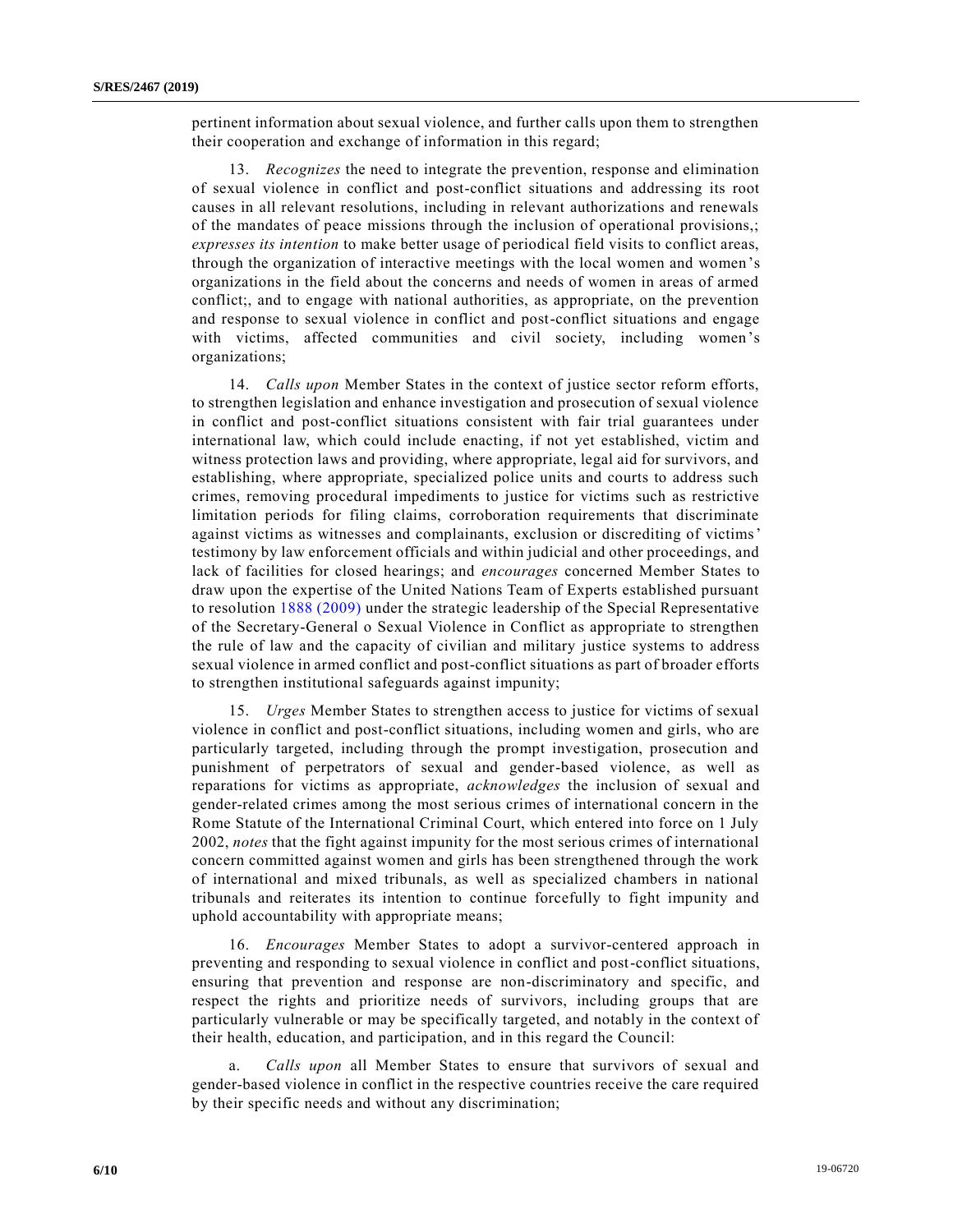pertinent information about sexual violence, and further calls upon them to strengthen their cooperation and exchange of information in this regard;

13. *Recognizes* the need to integrate the prevention, response and elimination of sexual violence in conflict and post-conflict situations and addressing its root causes in all relevant resolutions, including in relevant authorizations and renewals of the mandates of peace missions through the inclusion of operational provisions,; *expresses its intention* to make better usage of periodical field visits to conflict areas, through the organization of interactive meetings with the local women and women's organizations in the field about the concerns and needs of women in areas of armed conflict;, and to engage with national authorities, as appropriate, on the prevention and response to sexual violence in conflict and post-conflict situations and engage with victims, affected communities and civil society, including women's organizations;

14. *Calls upon* Member States in the context of justice sector reform efforts, to strengthen legislation and enhance investigation and prosecution of sexual violence in conflict and post-conflict situations consistent with fair trial guarantees under international law, which could include enacting, if not yet established, victim and witness protection laws and providing, where appropriate, legal aid for survivors, and establishing, where appropriate, specialized police units and courts to address such crimes, removing procedural impediments to justice for victims such as restrictive limitation periods for filing claims, corroboration requirements that discriminate against victims as witnesses and complainants, exclusion or discrediting of victims' testimony by law enforcement officials and within judicial and other proceedings, and lack of facilities for closed hearings; and *encourages* concerned Member States to draw upon the expertise of the United Nations Team of Experts established pursuant to resolution 1888 (2009) under the strategic leadership of the Special Representative of the Secretary-General o Sexual Violence in Conflict as appropriate to strengthen the rule of law and the capacity of civilian and military justice systems to address sexual violence in armed conflict and post-conflict situations as part of broader efforts to strengthen institutional safeguards against impunity;

15. *Urges* Member States to strengthen access to justice for victims of sexual violence in conflict and post-conflict situations, including women and girls, who are particularly targeted, including through the prompt investigation, prosecution and punishment of perpetrators of sexual and gender-based violence, as well as reparations for victims as appropriate, *acknowledges* the inclusion of sexual and gender-related crimes among the most serious crimes of international concern in the Rome Statute of the International Criminal Court, which entered into force on 1 July 2002, *notes* that the fight against impunity for the most serious crimes of international concern committed against women and girls has been strengthened through the work of international and mixed tribunals, as well as specialized chambers in national tribunals and reiterates its intention to continue forcefully to fight impunity and uphold accountability with appropriate means;

16. *Encourages* Member States to adopt a survivor-centered approach in preventing and responding to sexual violence in conflict and post-conflict situations, ensuring that prevention and response are non-discriminatory and specific, and respect the rights and prioritize needs of survivors, including groups that are particularly vulnerable or may be specifically targeted, and notably in the context of their health, education, and participation, and in this regard the Council:

a. *Calls upon* all Member States to ensure that survivors of sexual and gender-based violence in conflict in the respective countries receive the care required by their specific needs and without any discrimination;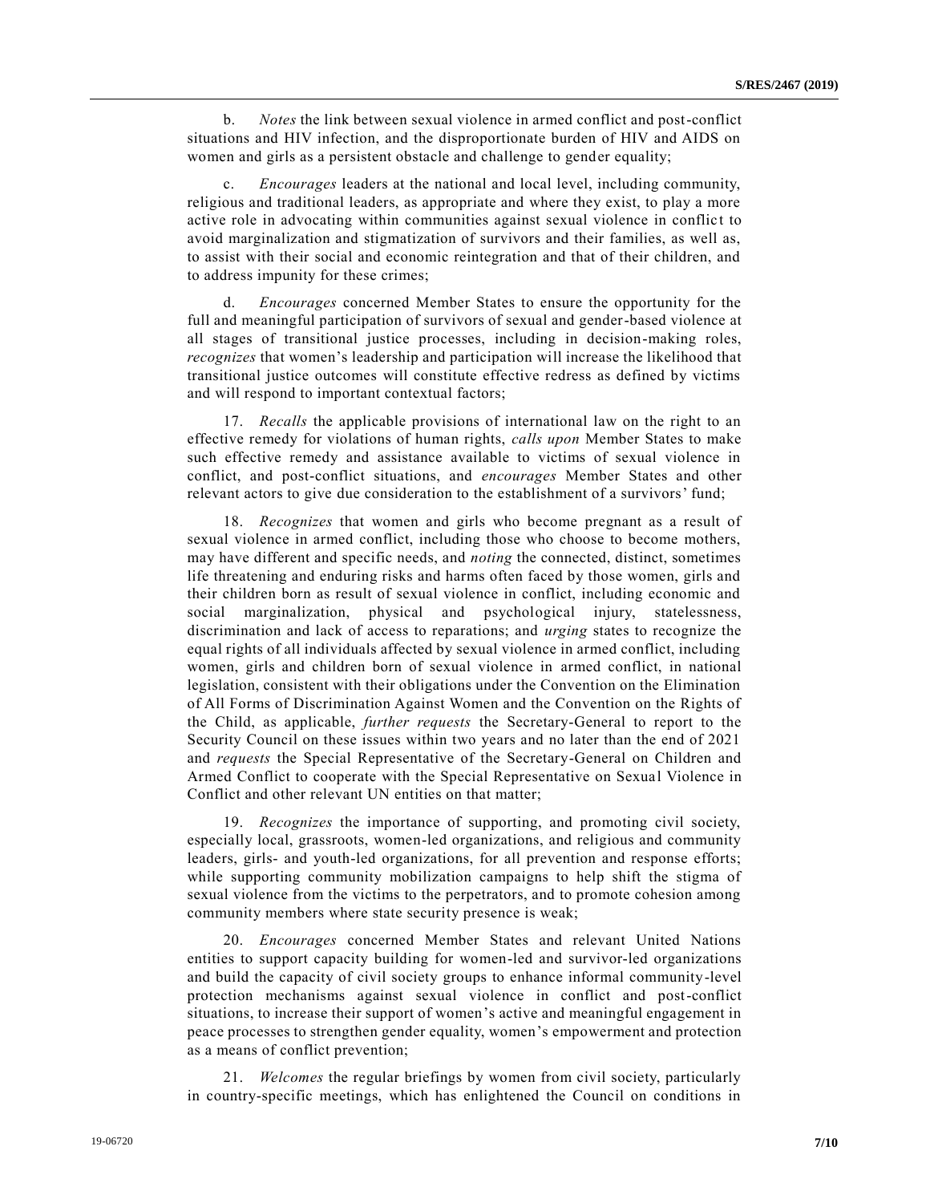b. *Notes* the link between sexual violence in armed conflict and post-conflict situations and HIV infection, and the disproportionate burden of HIV and AIDS on women and girls as a persistent obstacle and challenge to gender equality;

c. *Encourages* leaders at the national and local level, including community, religious and traditional leaders, as appropriate and where they exist, to play a more active role in advocating within communities against sexual violence in conflict to avoid marginalization and stigmatization of survivors and their families, as well as, to assist with their social and economic reintegration and that of their children, and to address impunity for these crimes;

d. *Encourages* concerned Member States to ensure the opportunity for the full and meaningful participation of survivors of sexual and gender-based violence at all stages of transitional justice processes, including in decision-making roles, *recognizes* that women's leadership and participation will increase the likelihood that transitional justice outcomes will constitute effective redress as defined by victims and will respond to important contextual factors;

17. *Recalls* the applicable provisions of international law on the right to an effective remedy for violations of human rights, *calls upon* Member States to make such effective remedy and assistance available to victims of sexual violence in conflict, and post-conflict situations, and *encourages* Member States and other relevant actors to give due consideration to the establishment of a survivors' fund;

18. *Recognizes* that women and girls who become pregnant as a result of sexual violence in armed conflict, including those who choose to become mothers, may have different and specific needs, and *noting* the connected, distinct, sometimes life threatening and enduring risks and harms often faced by those women, girls and their children born as result of sexual violence in conflict, including economic and social marginalization, physical and psychological injury, statelessness, discrimination and lack of access to reparations; and *urging* states to recognize the equal rights of all individuals affected by sexual violence in armed conflict, including women, girls and children born of sexual violence in armed conflict, in national legislation, consistent with their obligations under the Convention on the Elimination of All Forms of Discrimination Against Women and the Convention on the Rights of the Child, as applicable, *further requests* the Secretary-General to report to the Security Council on these issues within two years and no later than the end of 2021 and *requests* the Special Representative of the Secretary-General on Children and Armed Conflict to cooperate with the Special Representative on Sexual Violence in Conflict and other relevant UN entities on that matter;

19. *Recognizes* the importance of supporting, and promoting civil society, especially local, grassroots, women-led organizations, and religious and community leaders, girls- and youth-led organizations, for all prevention and response efforts; while supporting community mobilization campaigns to help shift the stigma of sexual violence from the victims to the perpetrators, and to promote cohesion among community members where state security presence is weak;

20. *Encourages* concerned Member States and relevant United Nations entities to support capacity building for women-led and survivor-led organizations and build the capacity of civil society groups to enhance informal community-level protection mechanisms against sexual violence in conflict and post-conflict situations, to increase their support of women's active and meaningful engagement in peace processes to strengthen gender equality, women's empowerment and protection as a means of conflict prevention;

21. *Welcomes* the regular briefings by women from civil society, particularly in country-specific meetings, which has enlightened the Council on conditions in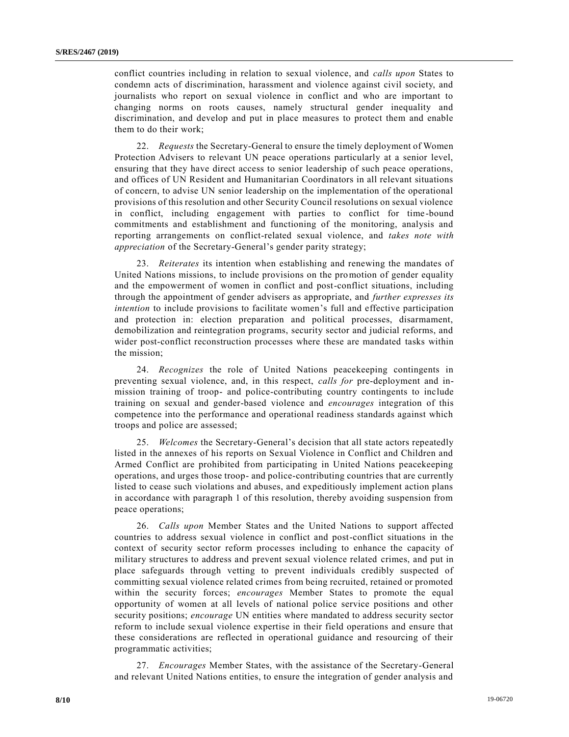conflict countries including in relation to sexual violence, and *calls upon* States to condemn acts of discrimination, harassment and violence against civil society, and journalists who report on sexual violence in conflict and who are important to changing norms on roots causes, namely structural gender inequality and discrimination, and develop and put in place measures to protect them and enable them to do their work;

22. *Requests* the Secretary-General to ensure the timely deployment of Women Protection Advisers to relevant UN peace operations particularly at a senior level, ensuring that they have direct access to senior leadership of such peace operations, and offices of UN Resident and Humanitarian Coordinators in all relevant situations of concern, to advise UN senior leadership on the implementation of the operational provisions of this resolution and other Security Council resolutions on sexual violence in conflict, including engagement with parties to conflict for time-bound commitments and establishment and functioning of the monitoring, analysis and reporting arrangements on conflict-related sexual violence, and *takes note with appreciation* of the Secretary-General's gender parity strategy;

23. *Reiterates* its intention when establishing and renewing the mandates of United Nations missions, to include provisions on the promotion of gender equality and the empowerment of women in conflict and post-conflict situations, including through the appointment of gender advisers as appropriate, and *further expresses its intention* to include provisions to facilitate women's full and effective participation and protection in: election preparation and political processes, disarmament, demobilization and reintegration programs, security sector and judicial reforms, and wider post-conflict reconstruction processes where these are mandated tasks within the mission;

24. *Recognizes* the role of United Nations peacekeeping contingents in preventing sexual violence, and, in this respect, *calls for* pre-deployment and in-mission training of troop- and police-contributing country contingents to include training on sexual and gender-based violence and *encourages* integration of this competence into the performance and operational readiness standards against which troops and police are assessed;

25. *Welcomes* the Secretary-General's decision that all state actors repeatedly listed in the annexes of his reports on Sexual Violence in Conflict and Children and Armed Conflict are prohibited from participating in United Nations peacekeeping operations, and urges those troop- and police-contributing countries that are currently listed to cease such violations and abuses, and expeditiously implement action plans in accordance with paragraph 1 of this resolution, thereby avoiding suspension from peace operations;

26. *Calls upon* Member States and the United Nations to support affected countries to address sexual violence in conflict and post-conflict situations in the context of security sector reform processes including to enhance the capacity of military structures to address and prevent sexual violence related crimes, and put in place safeguards through vetting to prevent individuals credibly suspected of committing sexual violence related crimes from being recruited, retained or promoted within the security forces; *encourages* Member States to promote the equal opportunity of women at all levels of national police service positions and other security positions; *encourage* UN entities where mandated to address security sector reform to include sexual violence expertise in their field operations and ensure that these considerations are reflected in operational guidance and resourcing of their programmatic activities;

27. *Encourages* Member States, with the assistance of the Secretary-General and relevant United Nations entities, to ensure the integration of gender analysis and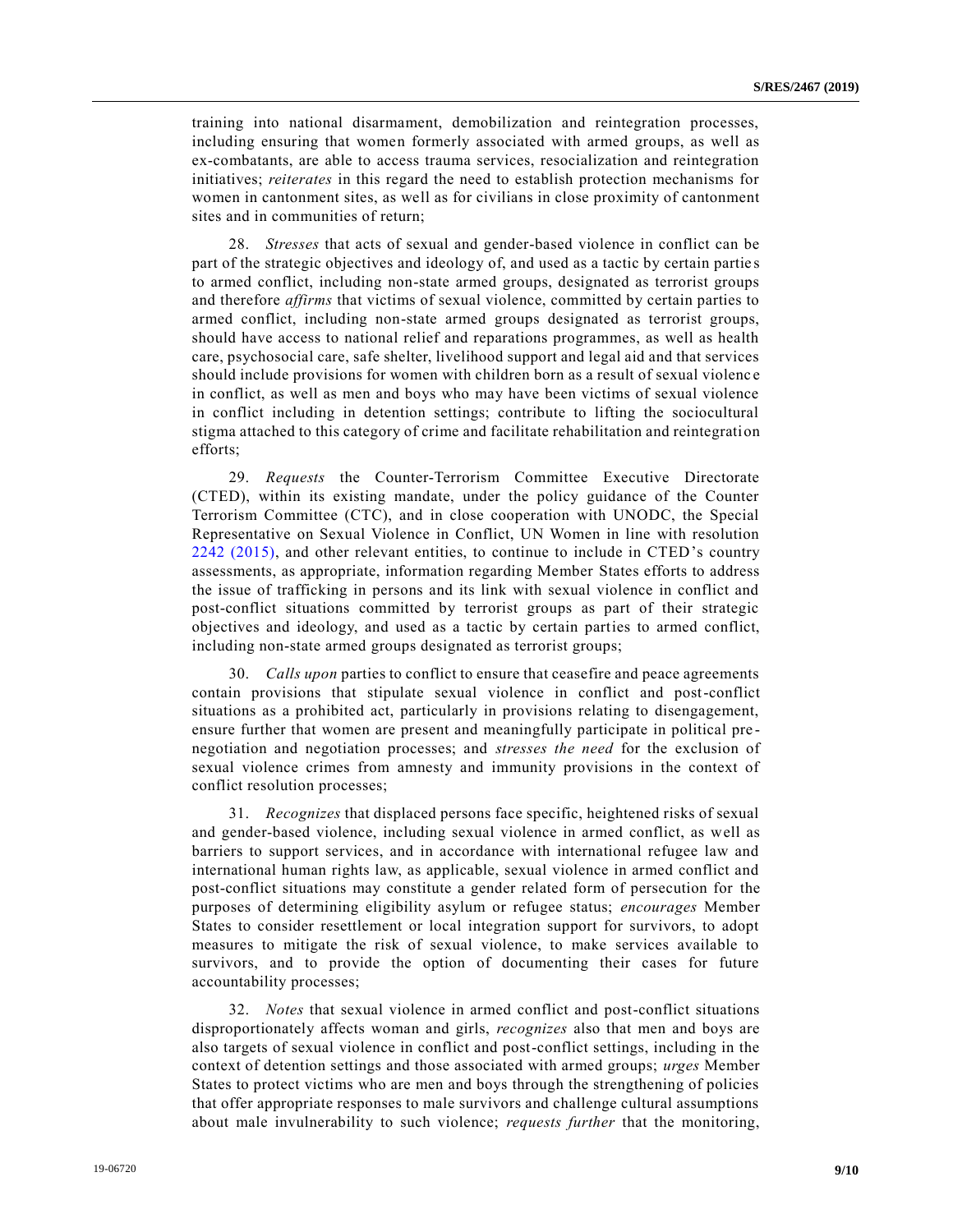training into national disarmament, demobilization and reintegration processes, including ensuring that women formerly associated with armed groups, as well as ex-combatants, are able to access trauma services, resocialization and reintegration initiatives; *reiterates* in this regard the need to establish protection mechanisms for women in cantonment sites, as well as for civilians in close proximity of cantonment sites and in communities of return;

28. *Stresses* that acts of sexual and gender-based violence in conflict can be part of the strategic objectives and ideology of, and used as a tactic by certain parties to armed conflict, including non-state armed groups, designated as terrorist groups and therefore *affirms* that victims of sexual violence, committed by certain parties to armed conflict, including non-state armed groups designated as terrorist groups, should have access to national relief and reparations programmes, as well as health care, psychosocial care, safe shelter, livelihood support and legal aid and that services should include provisions for women with children born as a result of sexual violence in conflict, as well as men and boys who may have been victims of sexual violence in conflict including in detention settings; contribute to lifting the sociocultural stigma attached to this category of crime and facilitate rehabilitation and reintegration efforts;

29. *Requests* the Counter-Terrorism Committee Executive Directorate (CTED), within its existing mandate, under the policy guidance of the Counter Terrorism Committee (CTC), and in close cooperation with UNODC, the Special Representative on Sexual Violence in Conflict, UN Women in line with resolution 2242 (2015), and other relevant entities, to continue to include in CTED's country assessments, as appropriate, information regarding Member States efforts to address the issue of trafficking in persons and its link with sexual violence in conflict and post-conflict situations committed by terrorist groups as part of their strategic objectives and ideology, and used as a tactic by certain parties to armed conflict, including non-state armed groups designated as terrorist groups;

30. *Calls upon* parties to conflict to ensure that ceasefire and peace agreements contain provisions that stipulate sexual violence in conflict and post-conflict situations as a prohibited act, particularly in provisions relating to disengagement, ensure further that women are present and meaningfully participate in political pre-negotiation and negotiation processes; and *stresses the need* for the exclusion of sexual violence crimes from amnesty and immunity provisions in the context of conflict resolution processes;

31. *Recognizes* that displaced persons face specific, heightened risks of sexual and gender-based violence, including sexual violence in armed conflict, as well as barriers to support services, and in accordance with international refugee law and international human rights law, as applicable, sexual violence in armed conflict and post-conflict situations may constitute a gender related form of persecution for the purposes of determining eligibility asylum or refugee status; *encourages* Member States to consider resettlement or local integration support for survivors, to adopt measures to mitigate the risk of sexual violence, to make services available to survivors, and to provide the option of documenting their cases for future accountability processes;

32. *Notes* that sexual violence in armed conflict and post-conflict situations disproportionately affects woman and girls, *recognizes* also that men and boys are also targets of sexual violence in conflict and post-conflict settings, including in the context of detention settings and those associated with armed groups; *urges* Member States to protect victims who are men and boys through the strengthening of policies that offer appropriate responses to male survivors and challenge cultural assumptions about male invulnerability to such violence; *requests further* that the monitoring,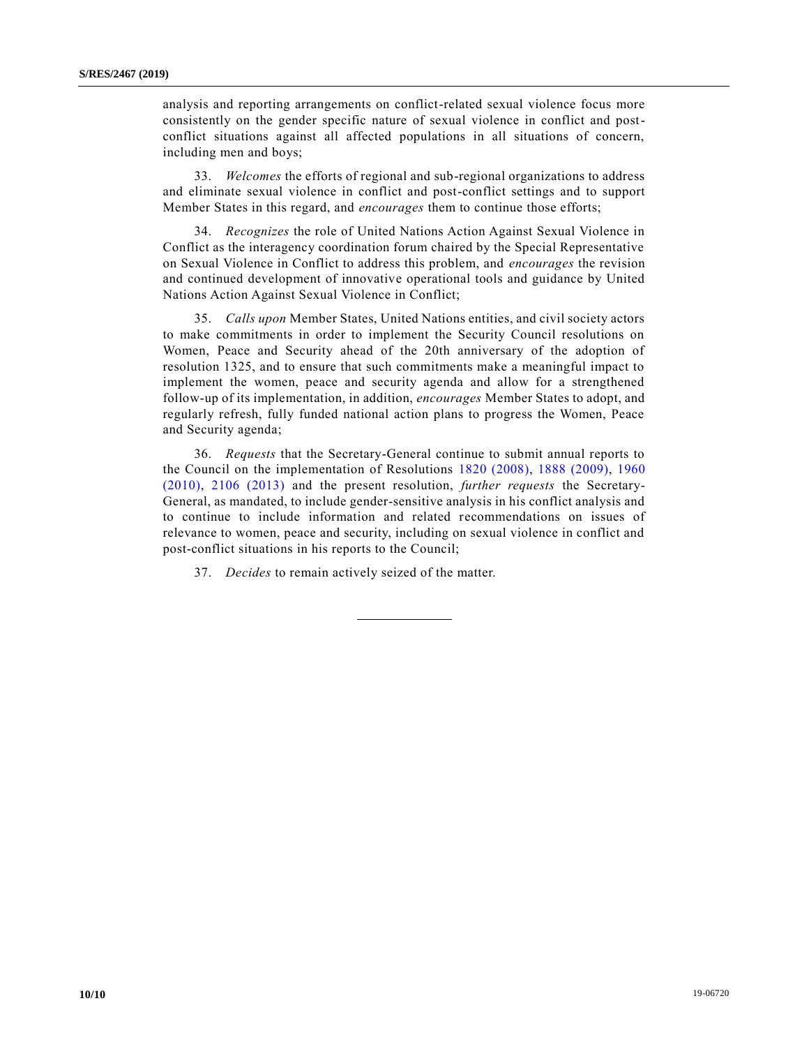analysis and reporting arrangements on conflict-related sexual violence focus more consistently on the gender specific nature of sexual violence in conflict and post-conflict situations against all affected populations in all situations of concern, including men and boys;

33. *Welcomes* the efforts of regional and sub-regional organizations to address and eliminate sexual violence in conflict and post-conflict settings and to support Member States in this regard, and *encourages* them to continue those efforts;

34. *Recognizes* the role of United Nations Action Against Sexual Violence in Conflict as the interagency coordination forum chaired by the Special Representative on Sexual Violence in Conflict to address this problem, and *encourages* the revision and continued development of innovative operational tools and guidance by United Nations Action Against Sexual Violence in Conflict;

35. *Calls upon* Member States, United Nations entities, and civil society actors to make commitments in order to implement the Security Council resolutions on Women, Peace and Security ahead of the 20th anniversary of the adoption of resolution 1325, and to ensure that such commitments make a meaningful impact to implement the women, peace and security agenda and allow for a strengthened follow-up of its implementation, in addition, *encourages* Member States to adopt, and regularly refresh, fully funded national action plans to progress the Women, Peace and Security agenda;

36. *Requests* that the Secretary-General continue to submit annual reports to the Council on the implementation of Resolutions 1820 (2008), 1888 (2009), 1960 (2010), 2106 (2013) and the present resolution, *further requests* the Secretary-General, as mandated, to include gender-sensitive analysis in his conflict analysis and to continue to include information and related recommendations on issues of relevance to women, peace and security, including on sexual violence in conflict and post-conflict situations in his reports to the Council;

37. *Decides* to remain actively seized of the matter.